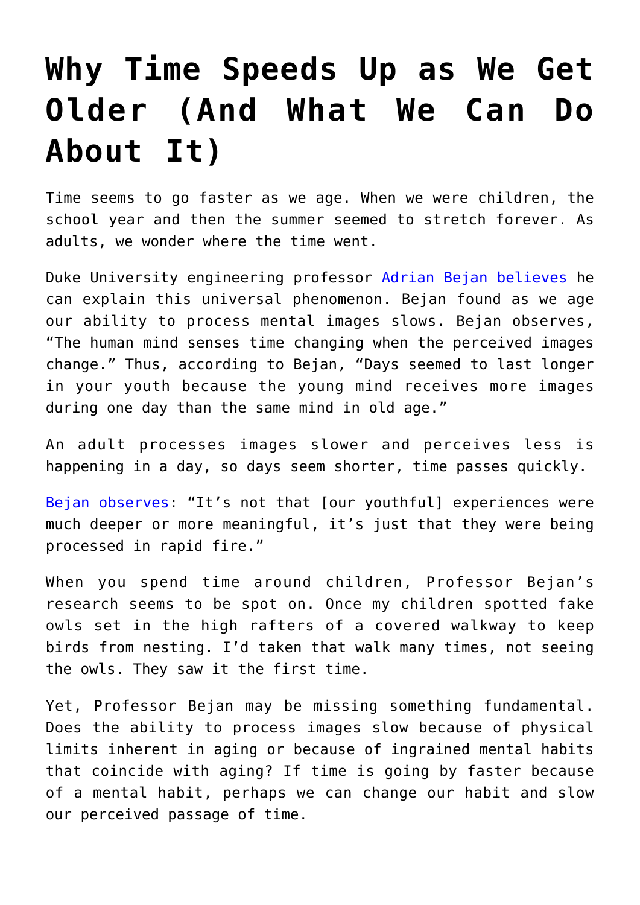# Why Time Speeds Up as We Get Older (And What We Can Do About It)

Time seems to go faster as we age. When we were children, the school year and then the summer seemed to stretch forever. As adults, we wonder where the time went.

Duke University engineering professor [Adrian Bejan believes] he can explain this universal phenomenon. Bejan found as we age our ability to process mental images slows. Bejan observes, "The human mind senses time changing when the perceived images change." Thus, according to Bejan, "Days seemed to last longer in your youth because the young mind receives more images during one day than the same mind in old age."

An adult processes images slower and perceives less is happening in a day, so days seem shorter, time passes quickly.

[Bejan observes]: "It's not that [our youthful] experiences were much deeper or more meaningful, it's just that they were being processed in rapid fire."

When you spend time around children, Professor Bejan's research seems to be spot on. Once my children spotted fake owls set in the high rafters of a covered walkway to keep birds from nesting. I'd taken that walk many times, not seeing the owls. They saw it the first time.

Yet, Professor Bejan may be missing something fundamental. Does the ability to process images slow because of physical limits inherent in aging or because of ingrained mental habits that coincide with aging? If time is going by faster because of a mental habit, perhaps we can change our habit and slow our perceived passage of time.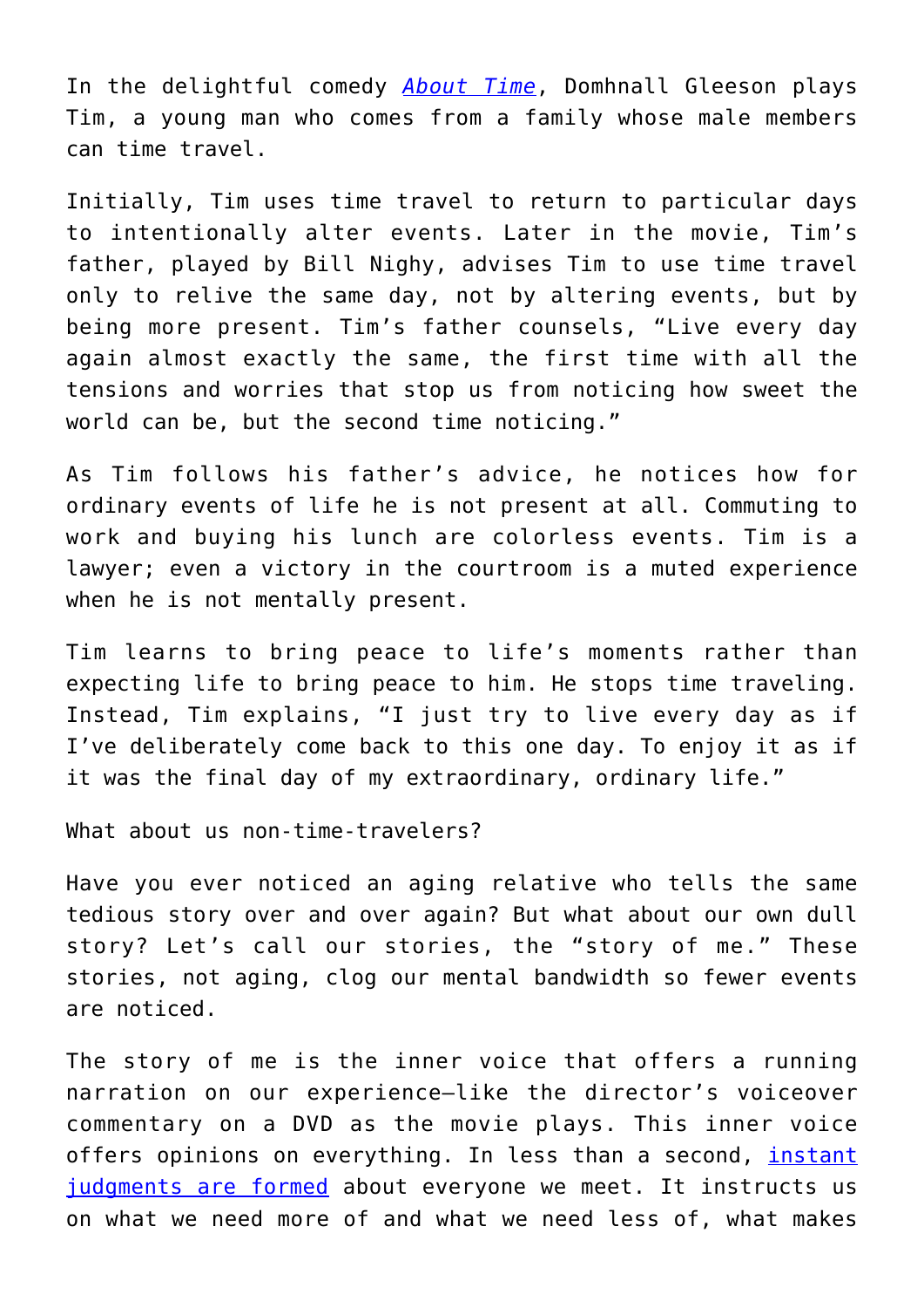In the delightful comedy *About Time*, Domhnall Gleeson plays Tim, a young man who comes from a family whose male members can time travel.

Initially, Tim uses time travel to return to particular days to intentionally alter events. Later in the movie, Tim's father, played by Bill Nighy, advises Tim to use time travel only to relive the same day, not by altering events, but by being more present. Tim's father counsels, "Live every day again almost exactly the same, the first time with all the tensions and worries that stop us from noticing how sweet the world can be, but the second time noticing."

As Tim follows his father's advice, he notices how for ordinary events of life he is not present at all. Commuting to work and buying his lunch are colorless events. Tim is a lawyer; even a victory in the courtroom is a muted experience when he is not mentally present.

Tim learns to bring peace to life's moments rather than expecting life to bring peace to him. He stops time traveling. Instead, Tim explains, "I just try to live every day as if I've deliberately come back to this one day. To enjoy it as if it was the final day of my extraordinary, ordinary life."

What about us non-time-travelers?

Have you ever noticed an aging relative who tells the same tedious story over and over again? But what about our own dull story? Let's call our stories, the "story of me." These stories, not aging, clog our mental bandwidth so fewer events are noticed.

The story of me is the inner voice that offers a running narration on our experience—like the director's voiceover commentary on a DVD as the movie plays. This inner voice offers opinions on everything. In less than a second, instant judgments are formed about everyone we meet. It instructs us on what we need more of and what we need less of, what makes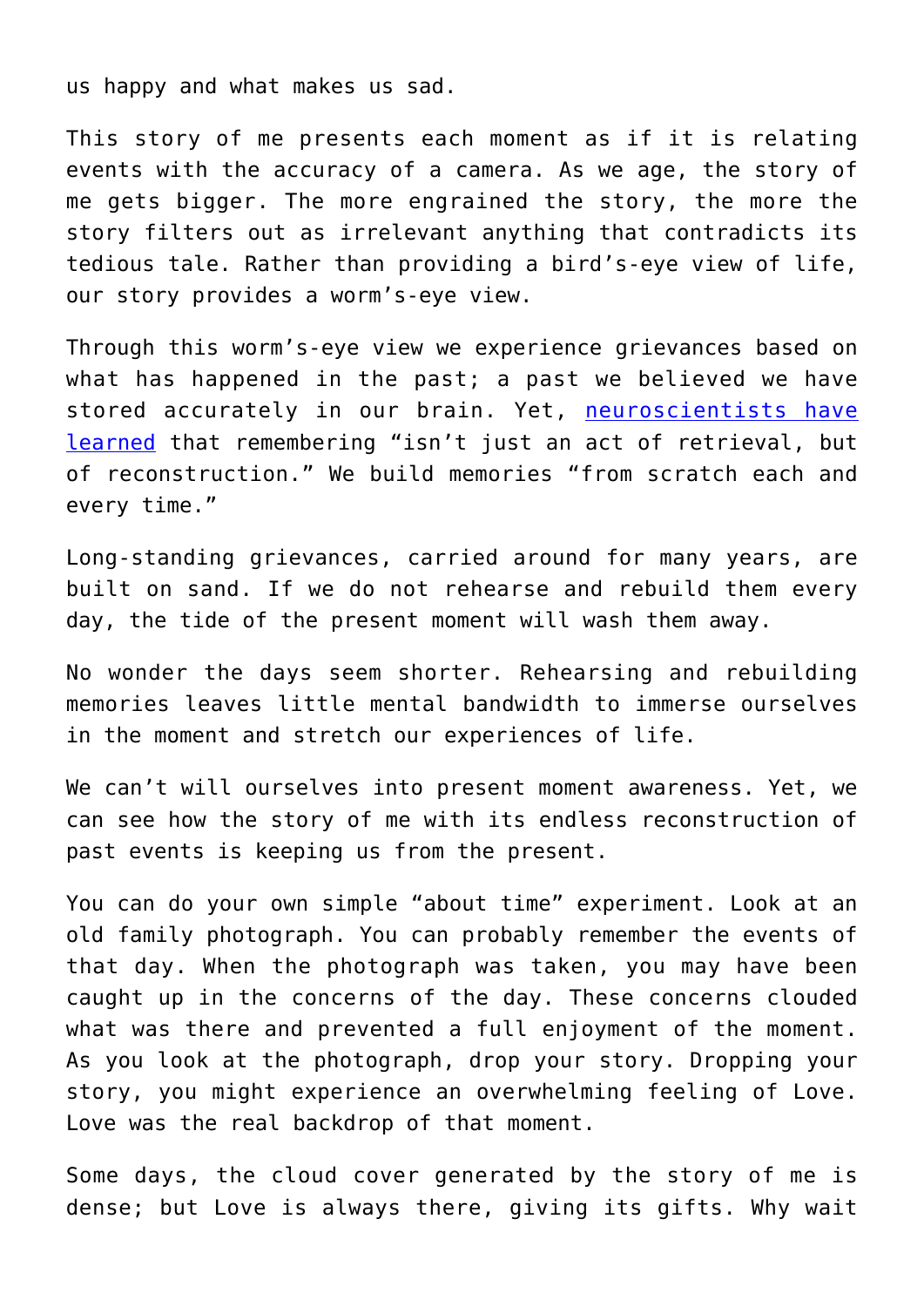us happy and what makes us sad.

This story of me presents each moment as if it is relating events with the accuracy of a camera. As we age, the story of me gets bigger. The more engrained the story, the more the story filters out as irrelevant anything that contradicts its tedious tale. Rather than providing a bird's-eye view of life, our story provides a worm's-eye view.

Through this worm's-eye view we experience grievances based on what has happened in the past; a past we believed we have stored accurately in our brain. Yet, [neuroscientists have learned]() that remembering "isn't just an act of retrieval, but of reconstruction." We build memories "from scratch each and every time."

Long-standing grievances, carried around for many years, are built on sand. If we do not rehearse and rebuild them every day, the tide of the present moment will wash them away.

No wonder the days seem shorter. Rehearsing and rebuilding memories leaves little mental bandwidth to immerse ourselves in the moment and stretch our experiences of life.

We can't will ourselves into present moment awareness. Yet, we can see how the story of me with its endless reconstruction of past events is keeping us from the present.

You can do your own simple "about time" experiment. Look at an old family photograph. You can probably remember the events of that day. When the photograph was taken, you may have been caught up in the concerns of the day. These concerns clouded what was there and prevented a full enjoyment of the moment. As you look at the photograph, drop your story. Dropping your story, you might experience an overwhelming feeling of Love. Love was the real backdrop of that moment.

Some days, the cloud cover generated by the story of me is dense; but Love is always there, giving its gifts. Why wait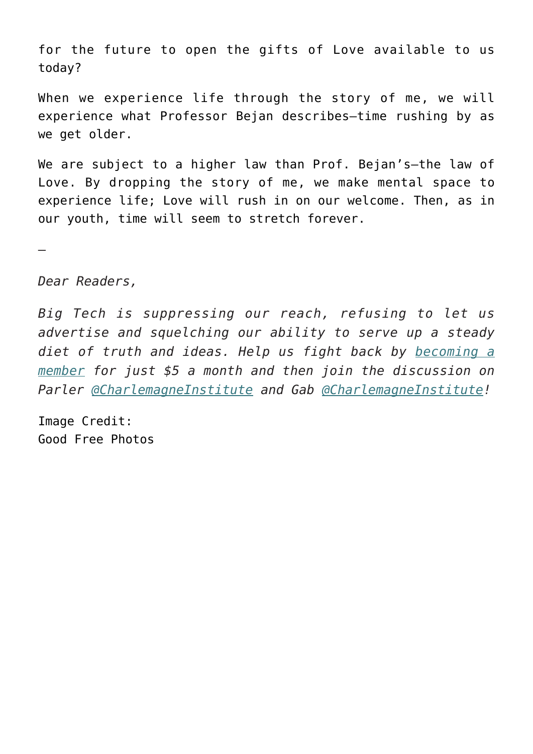for the future to open the gifts of Love available to us today?

When we experience life through the story of me, we will experience what Professor Bejan describes—time rushing by as we get older.

We are subject to a higher law than Prof. Bejan's—the law of Love. By dropping the story of me, we make mental space to experience life; Love will rush in on our welcome. Then, as in our youth, time will seem to stretch forever.

—

*Dear Readers,*

*Big Tech is suppressing our reach, refusing to let us advertise and squelching our ability to serve up a steady diet of truth and ideas. Help us fight back by becoming a member for just $5 a month and then join the discussion on Parler @CharlemagneInstitute and Gab @CharlemagneInstitute!*

Image Credit:
Good Free Photos